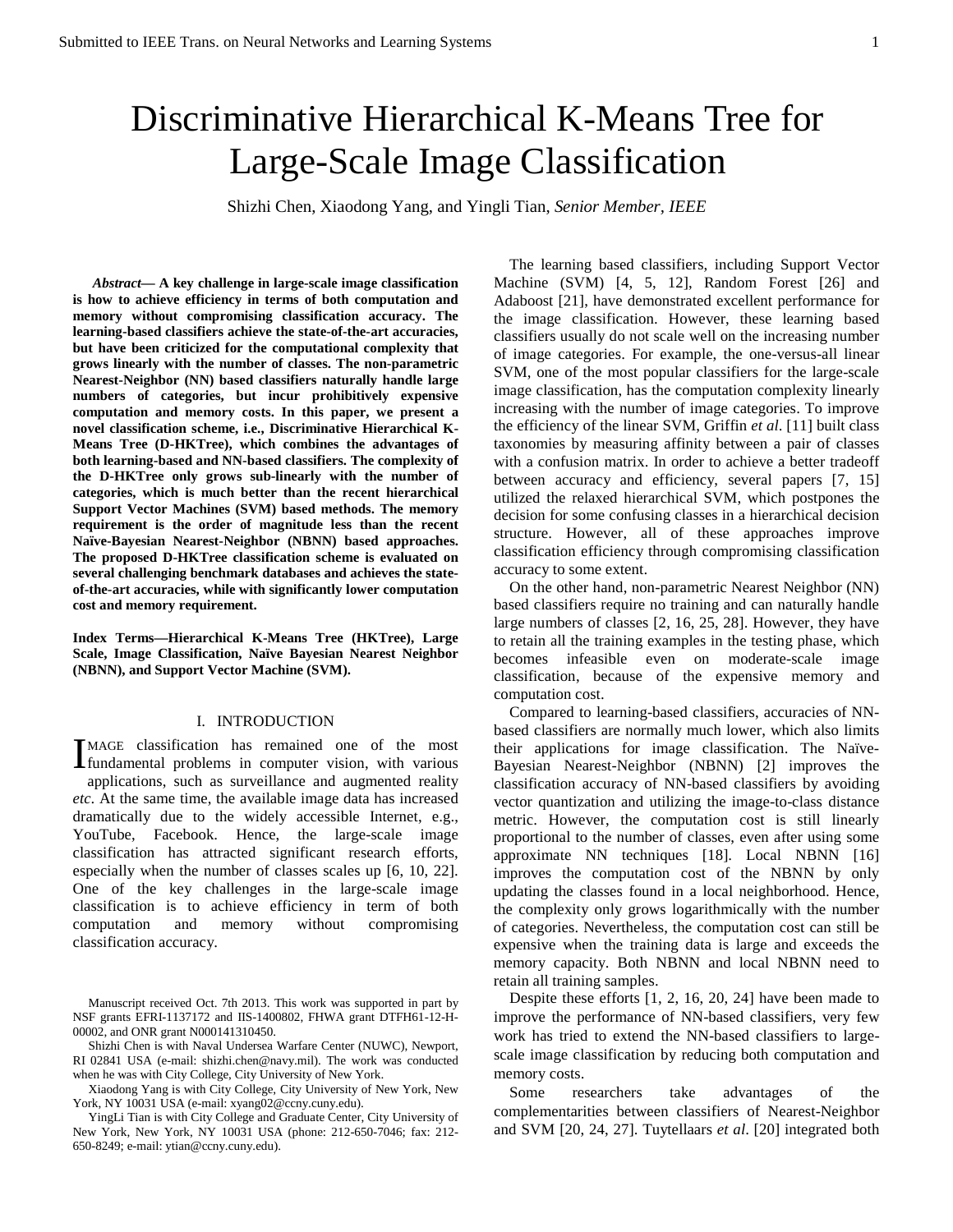# Discriminative Hierarchical K-Means Tree for Large-Scale Image Classification

Shizhi Chen, Xiaodong Yang, and Yingli Tian, *Senior Member*, *IEEE*

***Abstract*— A key challenge in large-scale image classification is how to achieve efficiency in terms of both computation and memory without compromising classification accuracy. The learning-based classifiers achieve the state-of-the-art accuracies, but have been criticized for the computational complexity that grows linearly with the number of classes. The non-parametric Nearest-Neighbor (NN) based classifiers naturally handle large numbers of categories, but incur prohibitively expensive computation and memory costs. In this paper, we present a novel classification scheme, i.e., Discriminative Hierarchical K-Means Tree (D-HKTree), which combines the advantages of both learning-based and NN-based classifiers. The complexity of the D-HKTree only grows sub-linearly with the number of categories, which is much better than the recent hierarchical Support Vector Machines (SVM) based methods. The memory requirement is the order of magnitude less than the recent Naïve-Bayesian Nearest-Neighbor (NBNN) based approaches. The proposed D-HKTree classification scheme is evaluated on several challenging benchmark databases and achieves the state-of-the-art accuracies, while with significantly lower computation cost and memory requirement.**

**Index Terms—Hierarchical K-Means Tree (HKTree), Large Scale, Image Classification, Naïve Bayesian Nearest Neighbor (NBNN), and Support Vector Machine (SVM).**

## I. INTRODUCTION

IMAGE classification has remained one of the most fundamental problems in computer vision, with various applications, such as surveillance and augmented reality *etc*. At the same time, the available image data has increased dramatically due to the widely accessible Internet, e.g., YouTube, Facebook. Hence, the large-scale image classification has attracted significant research efforts, especially when the number of classes scales up [6, 10, 22]. One of the key challenges in the large-scale image classification is to achieve efficiency in term of both computation and memory without compromising classification accuracy.

Manuscript received Oct. 7th 2013. This work was supported in part by NSF grants EFRI-1137172 and IIS-1400802, FHWA grant DTFH61-12-H-00002, and ONR grant N000141310450.

Shizhi Chen is with Naval Undersea Warfare Center (NUWC), Newport, RI 02841 USA (e-mail: shizhi.chen@navy.mil). The work was conducted when he was with City College, City University of New York.

Xiaodong Yang is with City College, City University of New York, New York, NY 10031 USA (e-mail: xyang02@ccny.cuny.edu).

YingLi Tian is with City College and Graduate Center, City University of New York, New York, NY 10031 USA (phone: 212-650-7046; fax: 212-650-8249; e-mail: ytian@ccny.cuny.edu).

The learning based classifiers, including Support Vector Machine (SVM) [4, 5, 12], Random Forest [26] and Adaboost [21], have demonstrated excellent performance for the image classification. However, these learning based classifiers usually do not scale well on the increasing number of image categories. For example, the one-versus-all linear SVM, one of the most popular classifiers for the large-scale image classification, has the computation complexity linearly increasing with the number of image categories. To improve the efficiency of the linear SVM, Griffin *et al*. [11] built class taxonomies by measuring affinity between a pair of classes with a confusion matrix. In order to achieve a better tradeoff between accuracy and efficiency, several papers [7, 15] utilized the relaxed hierarchical SVM, which postpones the decision for some confusing classes in a hierarchical decision structure. However, all of these approaches improve classification efficiency through compromising classification accuracy to some extent.

On the other hand, non-parametric Nearest Neighbor (NN) based classifiers require no training and can naturally handle large numbers of classes [2, 16, 25, 28]. However, they have to retain all the training examples in the testing phase, which becomes infeasible even on moderate-scale image classification, because of the expensive memory and computation cost.

Compared to learning-based classifiers, accuracies of NN-based classifiers are normally much lower, which also limits their applications for image classification. The Naïve-Bayesian Nearest-Neighbor (NBNN) [2] improves the classification accuracy of NN-based classifiers by avoiding vector quantization and utilizing the image-to-class distance metric. However, the computation cost is still linearly proportional to the number of classes, even after using some approximate NN techniques [18]. Local NBNN [16] improves the computation cost of the NBNN by only updating the classes found in a local neighborhood. Hence, the complexity only grows logarithmically with the number of categories. Nevertheless, the computation cost can still be expensive when the training data is large and exceeds the memory capacity. Both NBNN and local NBNN need to retain all training samples.

Despite these efforts [1, 2, 16, 20, 24] have been made to improve the performance of NN-based classifiers, very few work has tried to extend the NN-based classifiers to large-scale image classification by reducing both computation and memory costs.

Some researchers take advantages of the complementarities between classifiers of Nearest-Neighbor and SVM [20, 24, 27]. Tuytellaars *et al*. [20] integrated both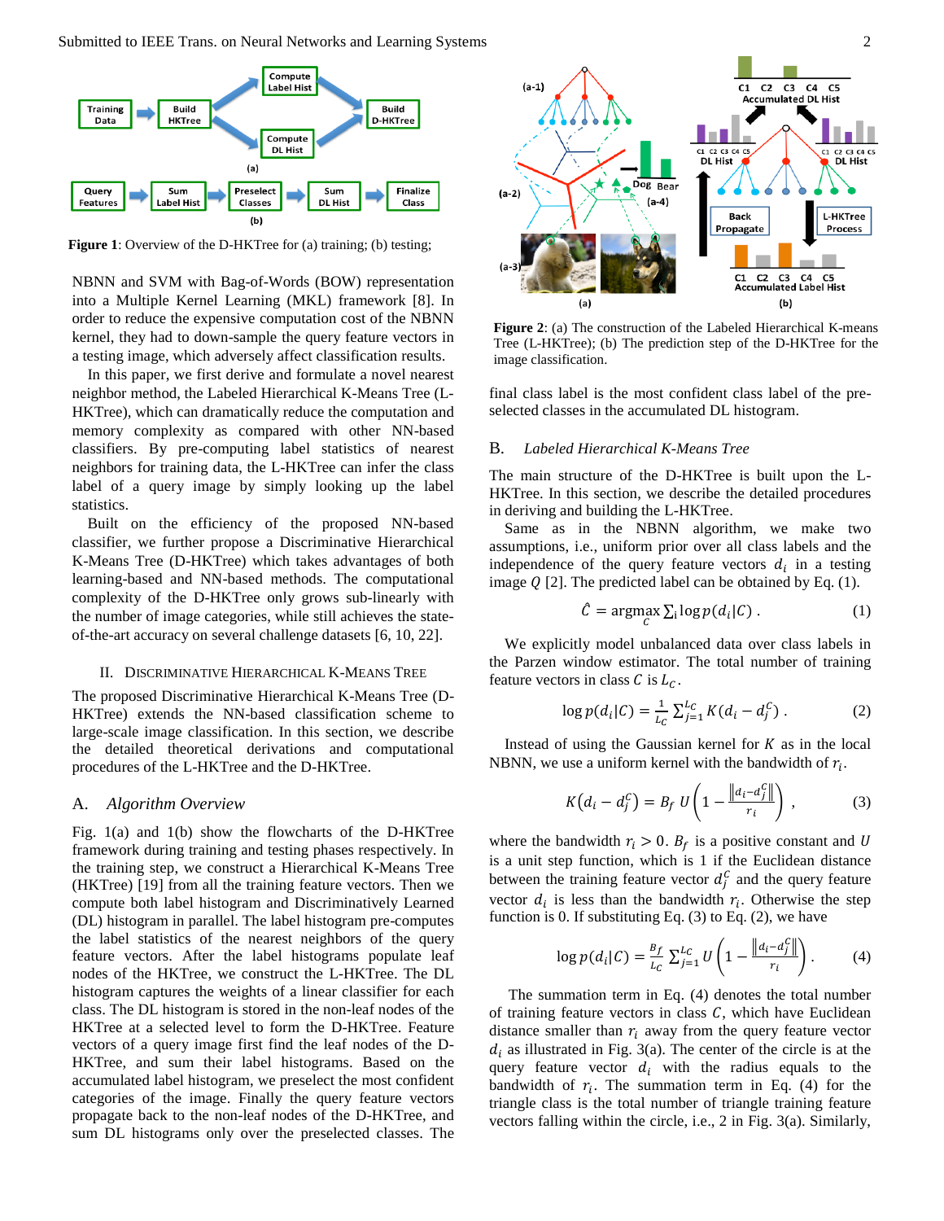Figure 1: Overview of the D-HKTree for (a) training; (b) testing;

NBNN and SVM with Bag-of-Words (BOW) representation into a Multiple Kernel Learning (MKL) framework [8]. In order to reduce the expensive computation cost of the NBNN kernel, they had to down-sample the query feature vectors in a testing image, which adversely affect classification results.

In this paper, we first derive and formulate a novel nearest neighbor method, the Labeled Hierarchical K-Means Tree (L-HKTree), which can dramatically reduce the computation and memory complexity as compared with other NN-based classifiers. By pre-computing label statistics of nearest neighbors for training data, the L-HKTree can infer the class label of a query image by simply looking up the label statistics.

Built on the efficiency of the proposed NN-based classifier, we further propose a Discriminative Hierarchical K-Means Tree (D-HKTree) which takes advantages of both learning-based and NN-based methods. The computational complexity of the D-HKTree only grows sub-linearly with the number of image categories, while still achieves the state-of-the-art accuracy on several challenge datasets [6, 10, 22].

## II. Discriminative Hierarchical K-Means Tree

The proposed Discriminative Hierarchical K-Means Tree (D-HKTree) extends the NN-based classification scheme to large-scale image classification. In this section, we describe the detailed theoretical derivations and computational procedures of the L-HKTree and the D-HKTree.

### A. *Algorithm Overview*

Fig. 1(a) and 1(b) show the flowcharts of the D-HKTree framework during training and testing phases respectively. In the training step, we construct a Hierarchical K-Means Tree (HKTree) [19] from all the training feature vectors. Then we compute both label histogram and Discriminatively Learned (DL) histogram in parallel. The label histogram pre-computes the label statistics of the nearest neighbors of the query feature vectors. After the label histograms populate leaf nodes of the HKTree, we construct the L-HKTree. The DL histogram captures the weights of a linear classifier for each class. The DL histogram is stored in the non-leaf nodes of the HKTree at a selected level to form the D-HKTree. Feature vectors of a query image first find the leaf nodes of the D-HKTree, and sum their label histograms. Based on the accumulated label histogram, we preselect the most confident categories of the image. Finally the query feature vectors propagate back to the non-leaf nodes of the D-HKTree, and sum DL histograms only over the preselected classes. The final class label is the most confident class label of the pre-selected classes in the accumulated DL histogram.

Figure 2: (a) The construction of the Labeled Hierarchical K-means Tree (L-HKTree); (b) The prediction step of the D-HKTree for the image classification.

### B. *Labeled Hierarchical K-Means Tree*

The main structure of the D-HKTree is built upon the L-HKTree. In this section, we describe the detailed procedures in deriving and building the L-HKTree.

Same as in the NBNN algorithm, we make two assumptions, i.e., uniform prior over all class labels and the independence of the query feature vectors $d_i$ in a testing image $Q$ [2]. The predicted label can be obtained by Eq. (1).

$$\hat{C} = \underset{C}{\operatorname{argmax}} \sum_i \log p(d_i|C) \; . \tag{1}$$

We explicitly model unbalanced data over class labels in the Parzen window estimator. The total number of training feature vectors in class $C$ is $L_C$.

$$\log p(d_i|C) = \frac{1}{L_C} \sum_{j=1}^{L_C} K(d_i - d_j^C) \; . \tag{2}$$

Instead of using the Gaussian kernel for $K$ as in the local NBNN, we use a uniform kernel with the bandwidth of $r_i$.

$$K(d_i - d_j^C) = B_f \; U\left(1 - \frac{\|d_i - d_j^C\|}{r_i}\right) , \tag{3}$$

where the bandwidth $r_i > 0$. $B_f$ is a positive constant and $U$ is a unit step function, which is 1 if the Euclidean distance between the training feature vector $d_j^C$ and the query feature vector $d_i$ is less than the bandwidth $r_i$. Otherwise the step function is 0. If substituting Eq. (3) to Eq. (2), we have

$$\log p(d_i|C) = \frac{B_f}{L_C} \sum_{j=1}^{L_C} U\left(1 - \frac{\|d_i - d_j^C\|}{r_i}\right) . \tag{4}$$

The summation term in Eq. (4) denotes the total number of training feature vectors in class $C$, which have Euclidean distance smaller than $r_i$ away from the query feature vector $d_i$ as illustrated in Fig. 3(a). The center of the circle is at the query feature vector $d_i$ with the radius equals to the bandwidth of $r_i$. The summation term in Eq. (4) for the triangle class is the total number of triangle training feature vectors falling within the circle, i.e., 2 in Fig. 3(a). Similarly,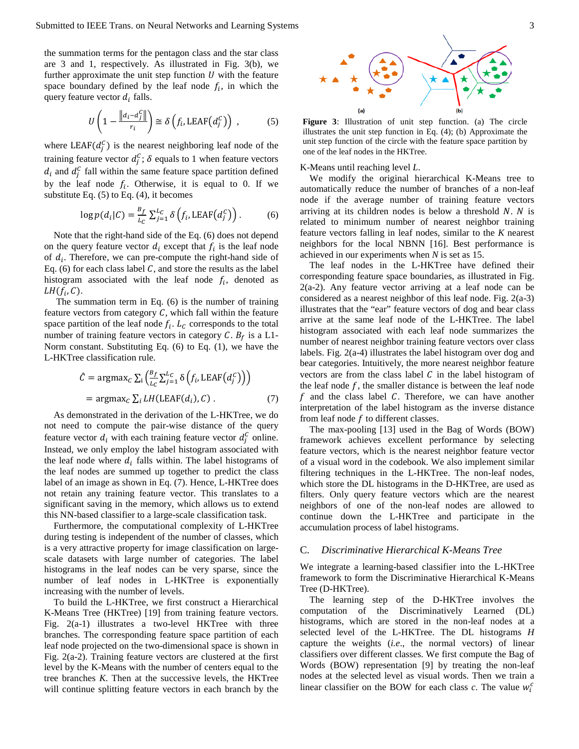the summation terms for the pentagon class and the star class are 3 and 1, respectively. As illustrated in Fig. 3(b), we further approximate the unit step function $U$ with the feature space boundary defined by the leaf node $f_i$, in which the query feature vector $d_i$ falls.

$$U\left(1-\frac{\|d_i-d_j^C\|}{r_i}\right) \cong \delta\left(f_i, \text{LEAF}(d_j^C)\right) \;, \qquad (5)$$

where $\text{LEAF}(d_j^C)$ is the nearest neighboring leaf node of the training feature vector $d_j^C$; $\delta$ equals to 1 when feature vectors $d_i$ and $d_j^C$ fall within the same feature space partition defined by the leaf node $f_i$. Otherwise, it is equal to 0. If we substitute Eq. (5) to Eq. (4), it becomes

$$\log p(d_i|C) = \frac{B_f}{L_C}\sum_{j=1}^{L_C}\delta\left(f_i, \text{LEAF}(d_j^C)\right). \qquad (6)$$

Note that the right-hand side of the Eq. (6) does not depend on the query feature vector $d_i$ except that $f_i$ is the leaf node of $d_i$. Therefore, we can pre-compute the right-hand side of Eq. (6) for each class label $C$, and store the results as the label histogram associated with the leaf node $f_i$, denoted as $LH(f_i, C)$.

The summation term in Eq. (6) is the number of training feature vectors from category $C$, which fall within the feature space partition of the leaf node $f_i$. $L_C$ corresponds to the total number of training feature vectors in category $C$. $B_f$ is a L1-Norm constant. Substituting Eq. (6) to Eq. (1), we have the L-HKTree classification rule.

$$\begin{aligned}\hat{C} &= \text{argmax}_C \sum_i \left(\frac{B_f}{L_C}\sum_{j=1}^{L_C}\delta\left(f_i, \text{LEAF}(d_j^C)\right)\right)\\ &= \text{argmax}_C \sum_i LH(\text{LEAF}(d_i), C)\;. \end{aligned} \qquad (7)$$

As demonstrated in the derivation of the L-HKTree, we do not need to compute the pair-wise distance of the query feature vector $d_i$ with each training feature vector $d_j^C$ online. Instead, we only employ the label histogram associated with the leaf node where $d_i$ falls within. The label histograms of the leaf nodes are summed up together to predict the class label of an image as shown in Eq. (7). Hence, L-HKTree does not retain any training feature vector. This translates to a significant saving in the memory, which allows us to extend this NN-based classifier to a large-scale classification task.

Furthermore, the computational complexity of L-HKTree during testing is independent of the number of classes, which is a very attractive property for image classification on large-scale datasets with large number of categories. The label histograms in the leaf nodes can be very sparse, since the number of leaf nodes in L-HKTree is exponentially increasing with the number of levels.

To build the L-HKTree, we first construct a Hierarchical K-Means Tree (HKTree) [19] from training feature vectors. Fig. 2(a-1) illustrates a two-level HKTree with three branches. The corresponding feature space partition of each leaf node projected on the two-dimensional space is shown in Fig. 2(a-2). Training feature vectors are clustered at the first level by the K-Means with the number of centers equal to the tree branches $K$. Then at the successive levels, the HKTree will continue splitting feature vectors in each branch by the K-Means until reaching level $L$.

**Figure 3**: Illustration of unit step function. (a) The circle illustrates the unit step function in Eq. (4); (b) Approximate the unit step function of the circle with the feature space partition by one of the leaf nodes in the HKTree.

We modify the original hierarchical K-Means tree to automatically reduce the number of branches of a non-leaf node if the average number of training feature vectors arriving at its children nodes is below a threshold $N$. $N$ is related to minimum number of nearest neighbor training feature vectors falling in leaf nodes, similar to the $K$ nearest neighbors for the local NBNN [16]. Best performance is achieved in our experiments when $N$ is set as 15.

The leaf nodes in the L-HKTree have defined their corresponding feature space boundaries, as illustrated in Fig. 2(a-2). Any feature vector arriving at a leaf node can be considered as a nearest neighbor of this leaf node. Fig. 2(a-3) illustrates that the "ear" feature vectors of dog and bear class arrive at the same leaf node of the L-HKTree. The label histogram associated with each leaf node summarizes the number of nearest neighbor training feature vectors over class labels. Fig. 2(a-4) illustrates the label histogram over dog and bear categories. Intuitively, the more nearest neighbor feature vectors are from the class label $C$ in the label histogram of the leaf node $f$, the smaller distance is between the leaf node $f$ and the class label $C$. Therefore, we can have another interpretation of the label histogram as the inverse distance from leaf node $f$ to different classes.

The max-pooling [13] used in the Bag of Words (BOW) framework achieves excellent performance by selecting feature vectors, which is the nearest neighbor feature vector of a visual word in the codebook. We also implement similar filtering techniques in the L-HKTree. The non-leaf nodes, which store the DL histograms in the D-HKTree, are used as filters. Only query feature vectors which are the nearest neighbors of one of the non-leaf nodes are allowed to continue down the L-HKTree and participate in the accumulation process of label histograms.

## C. *Discriminative Hierarchical K-Means Tree*

We integrate a learning-based classifier into the L-HKTree framework to form the Discriminative Hierarchical K-Means Tree (D-HKTree).

The learning step of the D-HKTree involves the computation of the Discriminatively Learned (DL) histograms, which are stored in the non-leaf nodes at a selected level of the L-HKTree. The DL histograms $H$ capture the weights (*i.e.*, the normal vectors) of linear classifiers over different classes. We first compute the Bag of Words (BOW) representation [9] by treating the non-leaf nodes at the selected level as visual words. Then we train a linear classifier on the BOW for each class $c$. The value $w_i^c$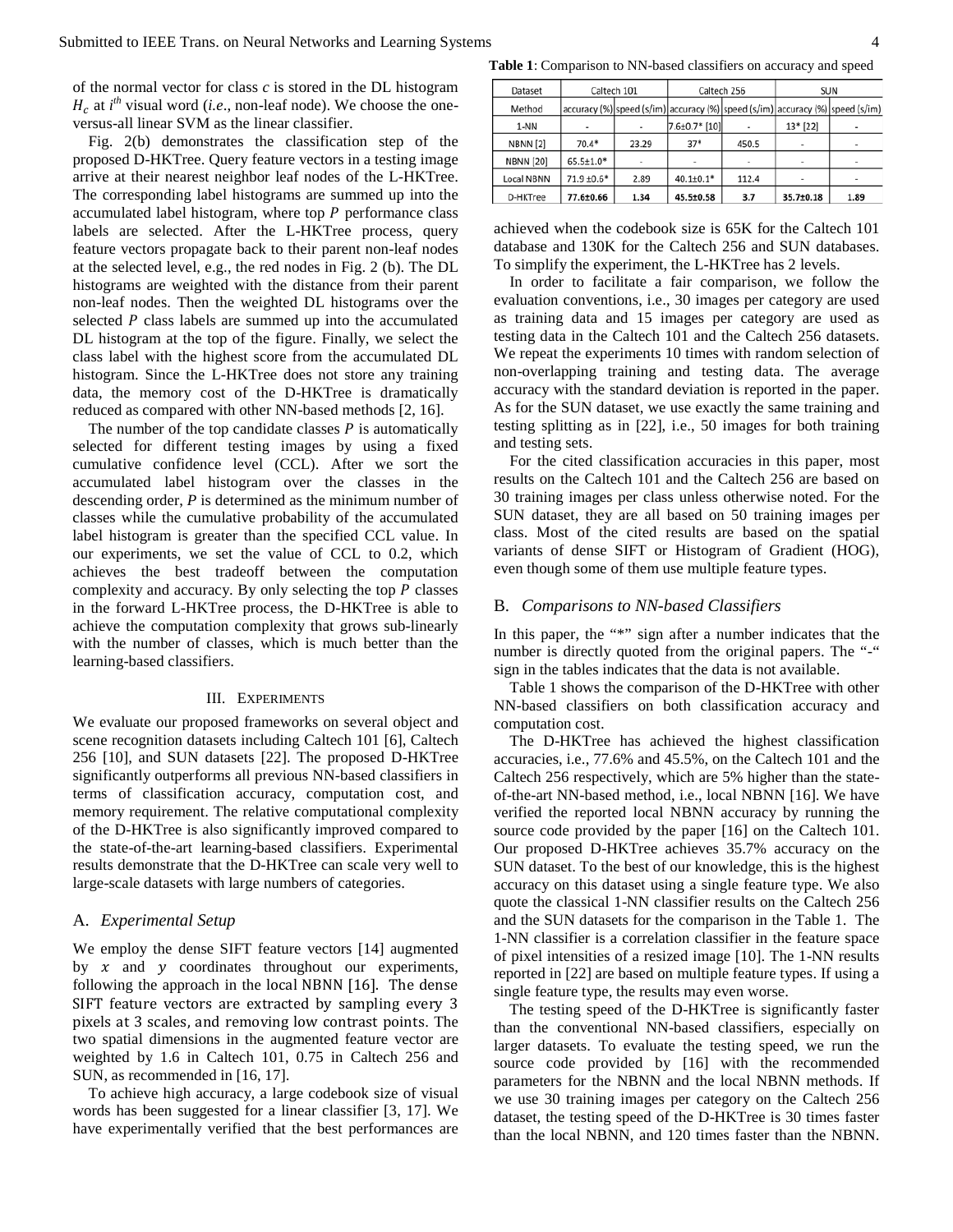of the normal vector for class *c* is stored in the DL histogram $H_c$ at $i^{th}$ visual word (*i.e.*, non-leaf node). We choose the one-versus-all linear SVM as the linear classifier.

Fig. 2(b) demonstrates the classification step of the proposed D-HKTree. Query feature vectors in a testing image arrive at their nearest neighbor leaf nodes of the L-HKTree. The corresponding label histograms are summed up into the accumulated label histogram, where top $P$ performance class labels are selected. After the L-HKTree process, query feature vectors propagate back to their parent non-leaf nodes at the selected level, e.g., the red nodes in Fig. 2 (b). The DL histograms are weighted with the distance from their parent non-leaf nodes. Then the weighted DL histograms over the selected $P$ class labels are summed up into the accumulated DL histogram at the top of the figure. Finally, we select the class label with the highest score from the accumulated DL histogram. Since the L-HKTree does not store any training data, the memory cost of the D-HKTree is dramatically reduced as compared with other NN-based methods [2, 16].

The number of the top candidate classes $P$ is automatically selected for different testing images by using a fixed cumulative confidence level (CCL). After we sort the accumulated label histogram over the classes in the descending order, $P$ is determined as the minimum number of classes while the cumulative probability of the accumulated label histogram is greater than the specified CCL value. In our experiments, we set the value of CCL to 0.2, which achieves the best tradeoff between the computation complexity and accuracy. By only selecting the top $P$ classes in the forward L-HKTree process, the D-HKTree is able to achieve the computation complexity that grows sub-linearly with the number of classes, which is much better than the learning-based classifiers.

## III. Experiments

We evaluate our proposed frameworks on several object and scene recognition datasets including Caltech 101 [6], Caltech 256 [10], and SUN datasets [22]. The proposed D-HKTree significantly outperforms all previous NN-based classifiers in terms of classification accuracy, computation cost, and memory requirement. The relative computational complexity of the D-HKTree is also significantly improved compared to the state-of-the-art learning-based classifiers. Experimental results demonstrate that the D-HKTree can scale very well to large-scale datasets with large numbers of categories.

### A. *Experimental Setup*

We employ the dense SIFT feature vectors [14] augmented by $x$ and $y$ coordinates throughout our experiments, following the approach in the local NBNN [16]. The dense SIFT feature vectors are extracted by sampling every 3 pixels at 3 scales, and removing low contrast points. The two spatial dimensions in the augmented feature vector are weighted by 1.6 in Caltech 101, 0.75 in Caltech 256 and SUN, as recommended in [16, 17].

To achieve high accuracy, a large codebook size of visual words has been suggested for a linear classifier [3, 17]. We have experimentally verified that the best performances are achieved when the codebook size is 65K for the Caltech 101 database and 130K for the Caltech 256 and SUN databases. To simplify the experiment, the L-HKTree has 2 levels.

In order to facilitate a fair comparison, we follow the evaluation conventions, i.e., 30 images per category are used as training data and 15 images per category are used as testing data in the Caltech 101 and the Caltech 256 datasets. We repeat the experiments 10 times with random selection of non-overlapping training and testing data. The average accuracy with the standard deviation is reported in the paper. As for the SUN dataset, we use exactly the same training and testing splitting as in [22], i.e., 50 images for both training and testing sets.

For the cited classification accuracies in this paper, most results on the Caltech 101 and the Caltech 256 are based on 30 training images per class unless otherwise noted. For the SUN dataset, they are all based on 50 training images per class. Most of the cited results are based on the spatial variants of dense SIFT or Histogram of Gradient (HOG), even though some of them use multiple feature types.

### B. *Comparisons to NN-based Classifiers*

In this paper, the "*" sign after a number indicates that the number is directly quoted from the original papers. The "-" sign in the tables indicates that the data is not available.

Table 1 shows the comparison of the D-HKTree with other NN-based classifiers on both classification accuracy and computation cost.

**Table 1**: Comparison to NN-based classifiers on accuracy and speed

| Dataset | Caltech 101 | | Caltech 256 | | SUN | |
|---|---|---|---|---|---|---|
| Method | accuracy (%) | speed (s/im) | accuracy (%) | speed (s/im) | accuracy (%) | speed (s/im) |
| 1-NN | - | - | 7.6±0.7* [10] | - | 13* [22] | - |
| NBNN [2] | 70.4* | 23.29 | 37* | 450.5 | - | - |
| NBNN [20] | 65.5±1.0* | - | - | - | - | - |
| Local NBNN | 71.9 ±0.5* | 2.89 | 40.1±0.1* | 112.4 | - | - |
| D-HKTree | **77.6±0.66** | **1.34** | **45.5±0.58** | **3.7** | **35.7±0.18** | **1.89** |

The D-HKTree has achieved the highest classification accuracies, i.e., 77.6% and 45.5%, on the Caltech 101 and the Caltech 256 respectively, which are 5% higher than the state-of-the-art NN-based method, i.e., local NBNN [16]. We have verified the reported local NBNN accuracy by running the source code provided by the paper [16] on the Caltech 101. Our proposed D-HKTree achieves 35.7% accuracy on the SUN dataset. To the best of our knowledge, this is the highest accuracy on this dataset using a single feature type. We also quote the classical 1-NN classifier results on the Caltech 256 and the SUN datasets for the comparison in the Table 1. The 1-NN classifier is a correlation classifier in the feature space of pixel intensities of a resized image [10]. The 1-NN results reported in [22] are based on multiple feature types. If using a single feature type, the results may even worse.

The testing speed of the D-HKTree is significantly faster than the conventional NN-based classifiers, especially on larger datasets. To evaluate the testing speed, we run the source code provided by [16] with the recommended parameters for the NBNN and the local NBNN methods. If we use 30 training images per category on the Caltech 256 dataset, the testing speed of the D-HKTree is 30 times faster than the local NBNN, and 120 times faster than the NBNN.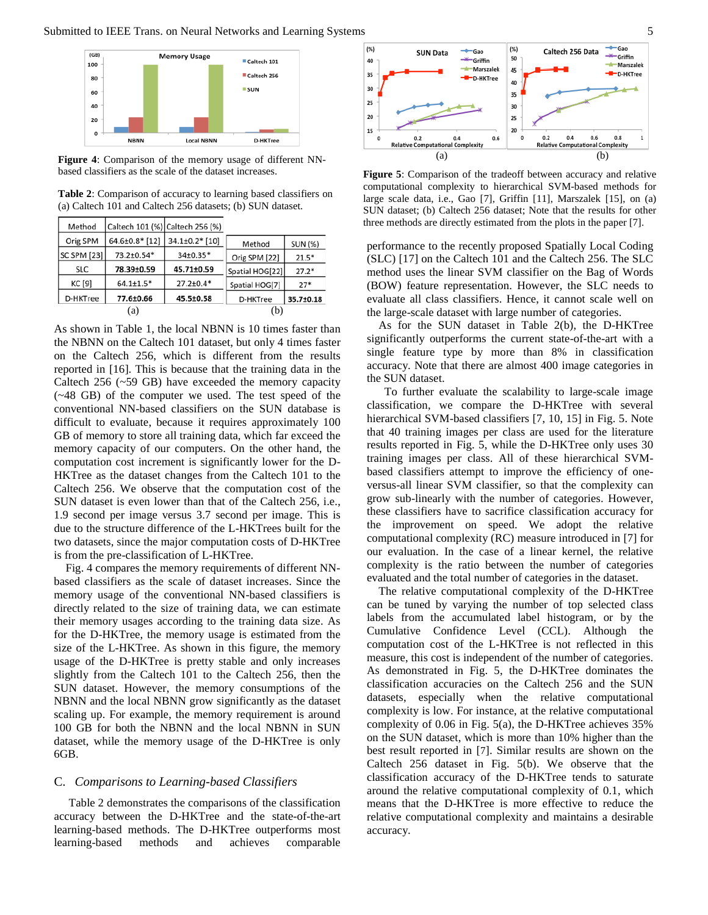**Figure 4**: Comparison of the memory usage of different NN-based classifiers as the scale of the dataset increases.

**Table 2**: Comparison of accuracy to learning based classifiers on (a) Caltech 101 and Caltech 256 datasets; (b) SUN dataset.

| Method | Caltech 101 (%) | Caltech 256 (%) |
|---|---|---|
| Orig SPM | 64.6±0.8* [12] | 34.1±0.2* [10] |
| SC SPM [23] | 73.2±0.54* | 34±0.35* |
| SLC | **78.39±0.59** | **45.71±0.59** |
| KC [9] | 64.1±1.5* | 27.2±0.4* |
| D-HKTree | **77.6±0.66** | **45.5±0.58** |

(a)

| Method | SUN (%) |
|---|---|
| Orig SPM [22] | 21.5* |
| Spatial HOG[22] | 27.2* |
| Spatial HOG[7] | 27* |
| D-HKTree | **35.7±0.18** |

(b)

As shown in Table 1, the local NBNN is 10 times faster than the NBNN on the Caltech 101 dataset, but only 4 times faster on the Caltech 256, which is different from the results reported in [16]. This is because that the training data in the Caltech 256 (~59 GB) have exceeded the memory capacity (~48 GB) of the computer we used. The test speed of the conventional NN-based classifiers on the SUN database is difficult to evaluate, because it requires approximately 100 GB of memory to store all training data, which far exceed the memory capacity of our computers. On the other hand, the computation cost increment is significantly lower for the D-HKTree as the dataset changes from the Caltech 101 to the Caltech 256. We observe that the computation cost of the SUN dataset is even lower than that of the Caltech 256, i.e., 1.9 second per image versus 3.7 second per image. This is due to the structure difference of the L-HKTrees built for the two datasets, since the major computation costs of D-HKTree is from the pre-classification of L-HKTree.

Fig. 4 compares the memory requirements of different NN-based classifiers as the scale of dataset increases. Since the memory usage of the conventional NN-based classifiers is directly related to the size of training data, we can estimate their memory usages according to the training data size. As for the D-HKTree, the memory usage is estimated from the size of the L-HKTree. As shown in this figure, the memory usage of the D-HKTree is pretty stable and only increases slightly from the Caltech 101 to the Caltech 256, then the SUN dataset. However, the memory consumptions of the NBNN and the local NBNN grow significantly as the dataset scaling up. For example, the memory requirement is around 100 GB for both the NBNN and the local NBNN in SUN dataset, while the memory usage of the D-HKTree is only 6GB.

## C. *Comparisons to Learning-based Classifiers*

Table 2 demonstrates the comparisons of the classification accuracy between the D-HKTree and the state-of-the-art learning-based methods. The D-HKTree outperforms most learning-based methods and achieves comparable performance to the recently proposed Spatially Local Coding (SLC) [17] on the Caltech 101 and the Caltech 256. The SLC method uses the linear SVM classifier on the Bag of Words (BOW) feature representation. However, the SLC needs to evaluate all class classifiers. Hence, it cannot scale well on the large-scale dataset with large number of categories.

As for the SUN dataset in Table 2(b), the D-HKTree significantly outperforms the current state-of-the-art with a single feature type by more than 8% in classification accuracy. Note that there are almost 400 image categories in the SUN dataset.

**Figure 5**: Comparison of the tradeoff between accuracy and relative computational complexity to hierarchical SVM-based methods for large scale data, i.e., Gao [7], Griffin [11], Marszalek [15], on (a) SUN dataset; (b) Caltech 256 dataset; Note that the results for other three methods are directly estimated from the plots in the paper [7].

To further evaluate the scalability to large-scale image classification, we compare the D-HKTree with several hierarchical SVM-based classifiers [7, 10, 15] in Fig. 5. Note that 40 training images per class are used for the literature results reported in Fig. 5, while the D-HKTree only uses 30 training images per class. All of these hierarchical SVM-based classifiers attempt to improve the efficiency of one-versus-all linear SVM classifier, so that the complexity can grow sub-linearly with the number of categories. However, these classifiers have to sacrifice classification accuracy for the improvement on speed. We adopt the relative computational complexity (RC) measure introduced in [7] for our evaluation. In the case of a linear kernel, the relative complexity is the ratio between the number of categories evaluated and the total number of categories in the dataset.

The relative computational complexity of the D-HKTree can be tuned by varying the number of top selected class labels from the accumulated label histogram, or by the Cumulative Confidence Level (CCL). Although the computation cost of the L-HKTree is not reflected in this measure, this cost is independent of the number of categories. As demonstrated in Fig. 5, the D-HKTree dominates the classification accuracies on the Caltech 256 and the SUN datasets, especially when the relative computational complexity is low. For instance, at the relative computational complexity of 0.06 in Fig. 5(a), the D-HKTree achieves 35% on the SUN dataset, which is more than 10% higher than the best result reported in [7]. Similar results are shown on the Caltech 256 dataset in Fig. 5(b). We observe that the classification accuracy of the D-HKTree tends to saturate around the relative computational complexity of 0.1, which means that the D-HKTree is more effective to reduce the relative computational complexity and maintains a desirable accuracy.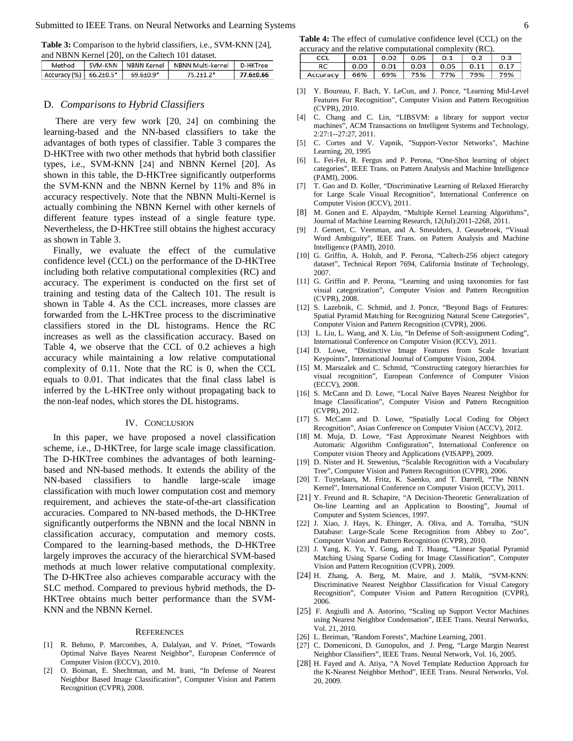**Table 3:** Comparison to the hybrid classifiers, i.e., SVM-KNN [24], and NBNN Kernel [20], on the Caltech 101 dataset.

| Method | SVM-KNN | NBNN Kernel | NBNN Multi-kernel | D-HKTree |
|---|---|---|---|---|
| Accuracy (%) | 66.2±0.5* | 69.6±0.9* | 75.2±1.2* | **77.6±0.66** |

### D. *Comparisons to Hybrid Classifiers*

There are very few work [20, 24] on combining the learning-based and the NN-based classifiers to take the advantages of both types of classifier. Table 3 compares the D-HKTree with two other methods that hybrid both classifier types, i.e., SVM-KNN [24] and NBNN Kernel [20]. As shown in this table, the D-HKTree significantly outperforms the SVM-KNN and the NBNN Kernel by 11% and 8% in accuracy respectively. Note that the NBNN Multi-Kernel is actually combining the NBNN Kernel with other kernels of different feature types instead of a single feature type. Nevertheless, the D-HKTree still obtains the highest accuracy as shown in Table 3.

Finally, we evaluate the effect of the cumulative confidence level (CCL) on the performance of the D-HKTree including both relative computational complexities (RC) and accuracy. The experiment is conducted on the first set of training and testing data of the Caltech 101. The result is shown in Table 4. As the CCL increases, more classes are forwarded from the L-HKTree process to the discriminative classifiers stored in the DL histograms. Hence the RC increases as well as the classification accuracy. Based on Table 4, we observe that the CCL of 0.2 achieves a high accuracy while maintaining a low relative computational complexity of 0.11. Note that the RC is 0, when the CCL equals to 0.01. That indicates that the final class label is inferred by the L-HKTree only without propagating back to the non-leaf nodes, which stores the DL histograms.

## IV. Conclusion

In this paper, we have proposed a novel classification scheme, i.e., D-HKTree, for large scale image classification. The D-HKTree combines the advantages of both learning-based and NN-based methods. It extends the ability of the NN-based classifiers to handle large-scale image classification with much lower computation cost and memory requirement, and achieves the state-of-the-art classification accuracies. Compared to NN-based methods, the D-HKTree significantly outperforms the NBNN and the local NBNN in classification accuracy, computation and memory costs. Compared to the learning-based methods, the D-HKTree largely improves the accuracy of the hierarchical SVM-based methods at much lower relative computational complexity. The D-HKTree also achieves comparable accuracy with the SLC method. Compared to previous hybrid methods, the D-HKTree obtains much better performance than the SVM-KNN and the NBNN Kernel.

**Table 4:** The effect of cumulative confidence level (CCL) on the accuracy and the relative computational complexity (RC).

| CCL | 0.01 | 0.02 | 0.05 | 0.1 | 0.2 | 0.3 |
|---|---|---|---|---|---|---|
| RC | 0.00 | 0.01 | 0.03 | 0.05 | 0.11 | 0.17 |
| Accuracy | 66% | 69% | 75% | 77% | 79% | 79% |

## References

[1] R. Behmo, P. Marcombes, A. Dalalyan, and V. Prinet, "Towards Optimal Naïve Bayes Nearest Neighbor", European Conference of Computer Vision (ECCV), 2010.

[2] O. Boiman, E. Shechtman, and M. Irani, "In Defense of Nearest Neighbor Based Image Classification", Computer Vision and Pattern Recognition (CVPR), 2008.

[3] Y. Boureau, F. Bach, Y. LeCun, and J. Ponce, "Learning Mid-Level Features For Recognition", Computer Vision and Pattern Recognition (CVPR), 2010.

[4] C. Chang and C. Lin, "LIBSVM: a library for support vector machines", ACM Transactions on Intelligent Systems and Technology, 2:27:1--27:27, 2011.

[5] C. Cortes and V. Vapnik, "Support-Vector Networks", Machine Learning, 20, 1995

[6] L. Fei-Fei, R. Fergus and P. Perona, "One-Shot learning of object categories", IEEE Trans. on Pattern Analysis and Machine Intelligence (PAMI), 2006.

[7] T. Gao and D. Koller, "Discriminative Learning of Relaxed Hierarchy for Large Scale Visual Recognition", International Conference on Computer Vision (ICCV), 2011.

[8] M. Gonen and E. Alpaydm, "Multiple Kernel Learning Algorithms", Journal of Machine Learning Research, 12(Jul):2011-2268, 2011.

[9] J. Gemert, C. Veenman, and A. Smeulders, J. Geusebroek, "Visual Word Ambiguity", IEEE Trans. on Pattern Analysis and Machine Intelligence (PAMI), 2010.

[10] G. Griffin, A. Holub, and P. Perona, "Caltech-256 object category dataset", Technical Report 7694, California Institute of Technology, 2007.

[11] G. Griffin and P. Perona, "Learning and using taxonomies for fast visual categorization", Computer Vision and Pattern Recognition (CVPR), 2008.

[12] S. Lazebnik, C. Schmid, and J. Ponce, "Beyond Bags of Features: Spatial Pyramid Matching for Recognizing Natural Scene Categories", Computer Vision and Pattern Recognition (CVPR), 2006.

[13] L. Liu, L. Wang, and X. Liu, "In Defense of Soft-assignment Coding", International Conference on Computer Vision (ICCV), 2011.

[14] D. Lowe, "Distinctive Image Features from Scale Invariant Keypoints", International Journal of Computer Vision, 2004.

[15] M. Marszalek and C. Schmid, "Constructing category hierarchies for visual recognition", European Conference of Computer Vision (ECCV), 2008.

[16] S. McCann and D. Lowe, "Local Naïve Bayes Nearest Neighbor for Image Classification", Computer Vision and Pattern Recognition (CVPR), 2012.

[17] S. McCann and D. Lowe, "Spatially Local Coding for Object Recognition", Asian Conference on Computer Vision (ACCV), 2012.

[18] M. Muja, D. Lowe, "Fast Approximate Nearest Neighbors with Automatic Algorithm Configuration", International Conference on Computer vision Theory and Applications (VISAPP), 2009.

[19] D. Nister and H. Stewenius, "Scalable Recognition with a Vocabulary Tree", Computer Vision and Pattern Recognition (CVPR), 2006.

[20] T. Tuytelaars, M. Fritz, K. Saenko, and T. Darrell, "The NBNN Kernel", International Conference on Computer Vision (ICCV), 2011.

[21] Y. Freund and R. Schapire, "A Decision-Theoretic Generalization of On-line Learning and an Application to Boosting", Journal of Computer and System Sciences, 1997.

[22] J. Xiao, J. Hays, K. Ehinger, A. Oliva, and A. Torralba, "SUN Database: Large-Scale Scene Recognition from Abbey to Zoo", Computer Vision and Pattern Recognition (CVPR), 2010.

[23] J. Yang, K. Yu, Y. Gong, and T. Huang, "Linear Spatial Pyramid Matching Using Sparse Coding for Image Classification", Computer Vision and Pattern Recognition (CVPR), 2009.

[24] H. Zhang, A. Berg, M. Maire, and J. Malik, "SVM-KNN: Discriminative Nearest Neighbor Classification for Visual Category Recognition", Computer Vision and Pattern Recognition (CVPR), 2006.

[25] F. Angiulli and A. Astorino, "Scaling up Support Vector Machines using Nearest Neighbor Condensation", IEEE Trans. Neural Networks, Vol. 21, 2010.

[26] L. Breiman, "Random Forests", Machine Learning, 2001.

[27] C. Domeniconi, D. Gunopulos, and J. Peng, "Large Margin Nearest Neighbor Classifiers", IEEE Trans. Neural Network, Vol. 16, 2005.

[28] H. Fayed and A. Atiya, "A Novel Template Reduction Approach for the K-Nearest Neighbor Method", IEEE Trans. Neural Networks, Vol. 20, 2009.